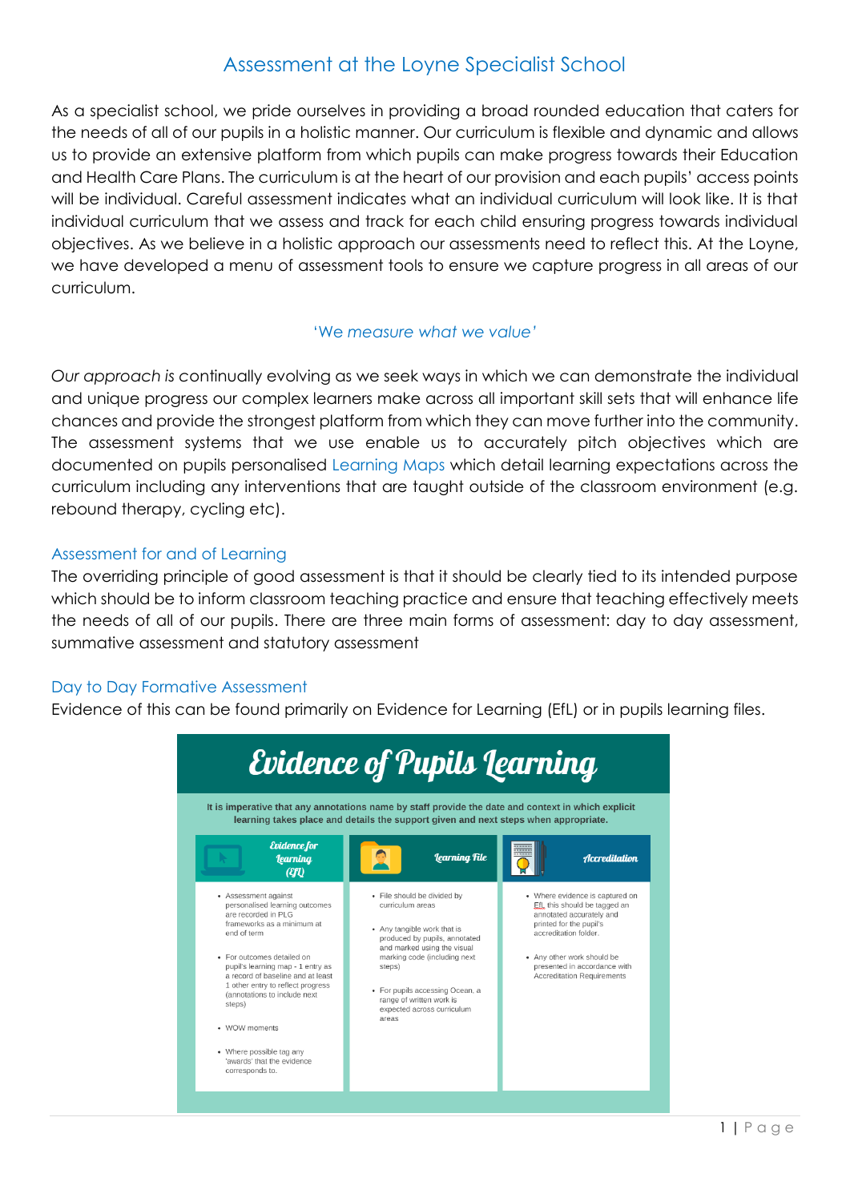# Assessment at the Loyne Specialist School

As a specialist school, we pride ourselves in providing a broad rounded education that caters for the needs of all of our pupils in a holistic manner. Our curriculum is flexible and dynamic and allows us to provide an extensive platform from which pupils can make progress towards their Education and Health Care Plans. The curriculum is at the heart of our provision and each pupils' access points will be individual. Careful assessment indicates what an individual curriculum will look like. It is that individual curriculum that we assess and track for each child ensuring progress towards individual objectives. As we believe in a holistic approach our assessments need to reflect this. At the Loyne, we have developed a menu of assessment tools to ensure we capture progress in all areas of our curriculum.

'We *measure what we value'*

*Our approach is* continually evolving as we seek ways in which we can demonstrate the individual and unique progress our complex learners make across all important skill sets that will enhance life chances and provide the strongest platform from which they can move further into the community. The assessment systems that we use enable us to accurately pitch objectives which are documented on pupils personalised Learning Maps which detail learning expectations across the curriculum including any interventions that are taught outside of the classroom environment (e.g. rebound therapy, cycling etc).

## Assessment for and of Learning

The overriding principle of good assessment is that it should be clearly tied to its intended purpose which should be to inform classroom teaching practice and ensure that teaching effectively meets the needs of all of our pupils. There are three main forms of assessment: day to day assessment, summative assessment and statutory assessment

## Day to Day Formative Assessment

Evidence of this can be found primarily on Evidence for Learning (EfL) or in pupils learning files.

### Evidence of Pupils Learning

**It is imperative that any annotations name by staff provide the date and context in which explicit learning takes place and details the support given and next steps when appropriate.**

**Evidence for Learning (EfL)**

- Assessment against personalised learning outcomes are recorded in PLG frameworks as a minimum at end of term
- For outcomes detailed on pupil's learning map - 1 entry as a record of baseline and at least 1 other entry to reflect progress (annotations to include next steps)
- WOW moments
- Where possible tag any 'awards' that the evidence corresponds to.

**Learning File**

- File should be divided by curriculum areas
- Any tangible work that is produced by pupils, annotated and marked using the visual marking code (including next steps)
- For pupils accessing Ocean, a range of written work is expected across curriculum areas

**Accreditation**

- Where evidence is captured on EfL this should be tagged an annotated accurately and printed for the pupil's accreditation folder.
- Any other work should be presented in accordance with Accreditation Requirements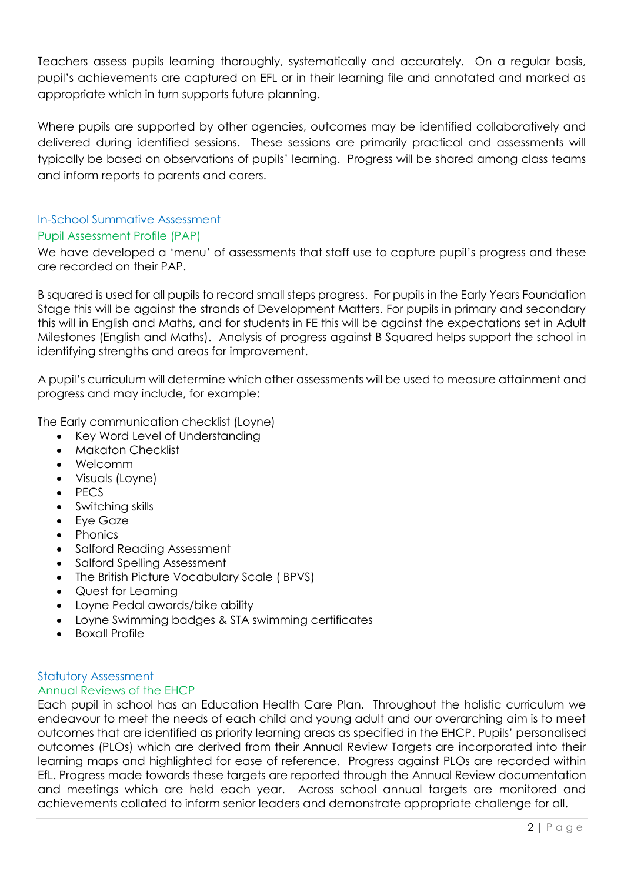Teachers assess pupils learning thoroughly, systematically and accurately. On a regular basis, pupil's achievements are captured on EFL or in their learning file and annotated and marked as appropriate which in turn supports future planning.

Where pupils are supported by other agencies, outcomes may be identified collaboratively and delivered during identified sessions. These sessions are primarily practical and assessments will typically be based on observations of pupils' learning. Progress will be shared among class teams and inform reports to parents and carers.

## In-School Summative Assessment

### Pupil Assessment Profile (PAP)

We have developed a 'menu' of assessments that staff use to capture pupil's progress and these are recorded on their PAP.

B squared is used for all pupils to record small steps progress. For pupils in the Early Years Foundation Stage this will be against the strands of Development Matters. For pupils in primary and secondary this will in English and Maths, and for students in FE this will be against the expectations set in Adult Milestones (English and Maths). Analysis of progress against B Squared helps support the school in identifying strengths and areas for improvement.

A pupil's curriculum will determine which other assessments will be used to measure attainment and progress and may include, for example:

The Early communication checklist (Loyne)

- Key Word Level of Understanding
- Makaton Checklist
- Welcomm
- Visuals (Loyne)
- PECS
- Switching skills
- Eye Gaze
- Phonics
- Salford Reading Assessment
- Salford Spelling Assessment
- The British Picture Vocabulary Scale ( BPVS)
- Quest for Learning
- Loyne Pedal awards/bike ability
- Loyne Swimming badges & STA swimming certificates
- Boxall Profile

## Statutory Assessment

### Annual Reviews of the EHCP

Each pupil in school has an Education Health Care Plan. Throughout the holistic curriculum we endeavour to meet the needs of each child and young adult and our overarching aim is to meet outcomes that are identified as priority learning areas as specified in the EHCP. Pupils' personalised outcomes (PLOs) which are derived from their Annual Review Targets are incorporated into their learning maps and highlighted for ease of reference. Progress against PLOs are recorded within EfL. Progress made towards these targets are reported through the Annual Review documentation and meetings which are held each year. Across school annual targets are monitored and achievements collated to inform senior leaders and demonstrate appropriate challenge for all.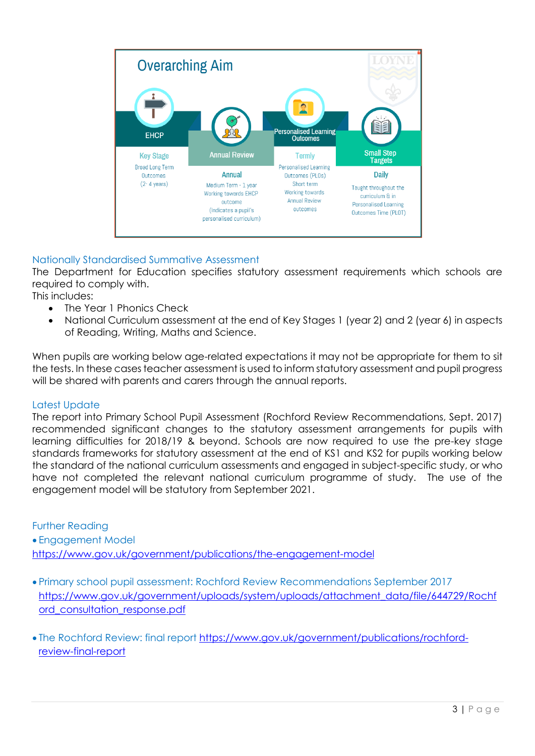## Overarching Aim

| EHCP | Annual Review | Personalised Learning Outcomes | Small Step Targets |
|---|---|---|---|
| Key Stage | Annual | Termly | Daily |
| Broad Long Term Outcomes (2- 4 years) | Medium Term - 1 year Working towards EHCP outcome (Indicates a pupil's personalised curriculum) | Personalised Learning Outcomes (PLOs) Short term Working towards Annual Review outcomes | Taught throughout the curriculum & in Personalised Learning Outcomes Time (PLOT) |

### Nationally Standardised Summative Assessment

The Department for Education specifies statutory assessment requirements which schools are required to comply with.
This includes:

- The Year 1 Phonics Check
- National Curriculum assessment at the end of Key Stages 1 (year 2) and 2 (year 6) in aspects of Reading, Writing, Maths and Science.

When pupils are working below age-related expectations it may not be appropriate for them to sit the tests. In these cases teacher assessment is used to inform statutory assessment and pupil progress will be shared with parents and carers through the annual reports.

### Latest Update

The report into Primary School Pupil Assessment (Rochford Review Recommendations, Sept. 2017) recommended significant changes to the statutory assessment arrangements for pupils with learning difficulties for 2018/19 & beyond. Schools are now required to use the pre-key stage standards frameworks for statutory assessment at the end of KS1 and KS2 for pupils working below the standard of the national curriculum assessments and engaged in subject-specific study, or who have not completed the relevant national curriculum programme of study. The use of the engagement model will be statutory from September 2021.

### Further Reading

- Engagement Model
https://www.gov.uk/government/publications/the-engagement-model

- Primary school pupil assessment: Rochford Review Recommendations September 2017
https://www.gov.uk/government/uploads/system/uploads/attachment_data/file/644729/Rochford_consultation_response.pdf

- The Rochford Review: final report https://www.gov.uk/government/publications/rochford-review-final-report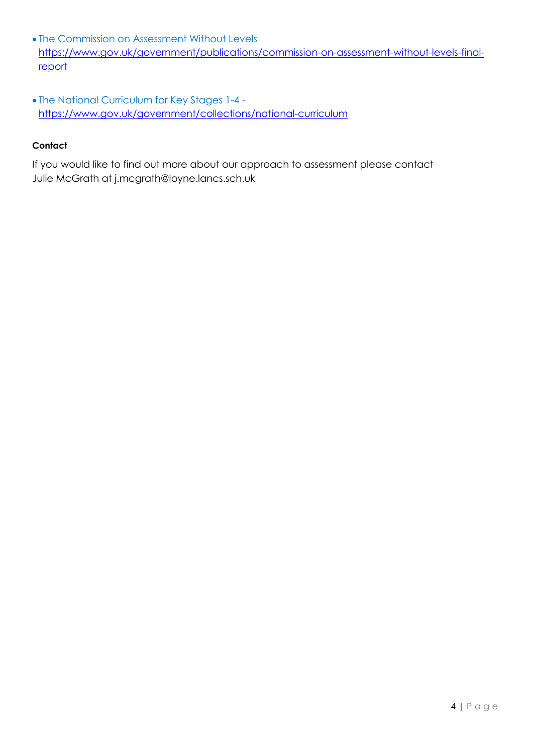- The Commission on Assessment Without Levels https://www.gov.uk/government/publications/commission-on-assessment-without-levels-final-report

- The National Curriculum for Key Stages 1-4 - https://www.gov.uk/government/collections/national-curriculum

**Contact**

If you would like to find out more about our approach to assessment please contact Julie McGrath at j.mcgrath@loyne.lancs.sch.uk